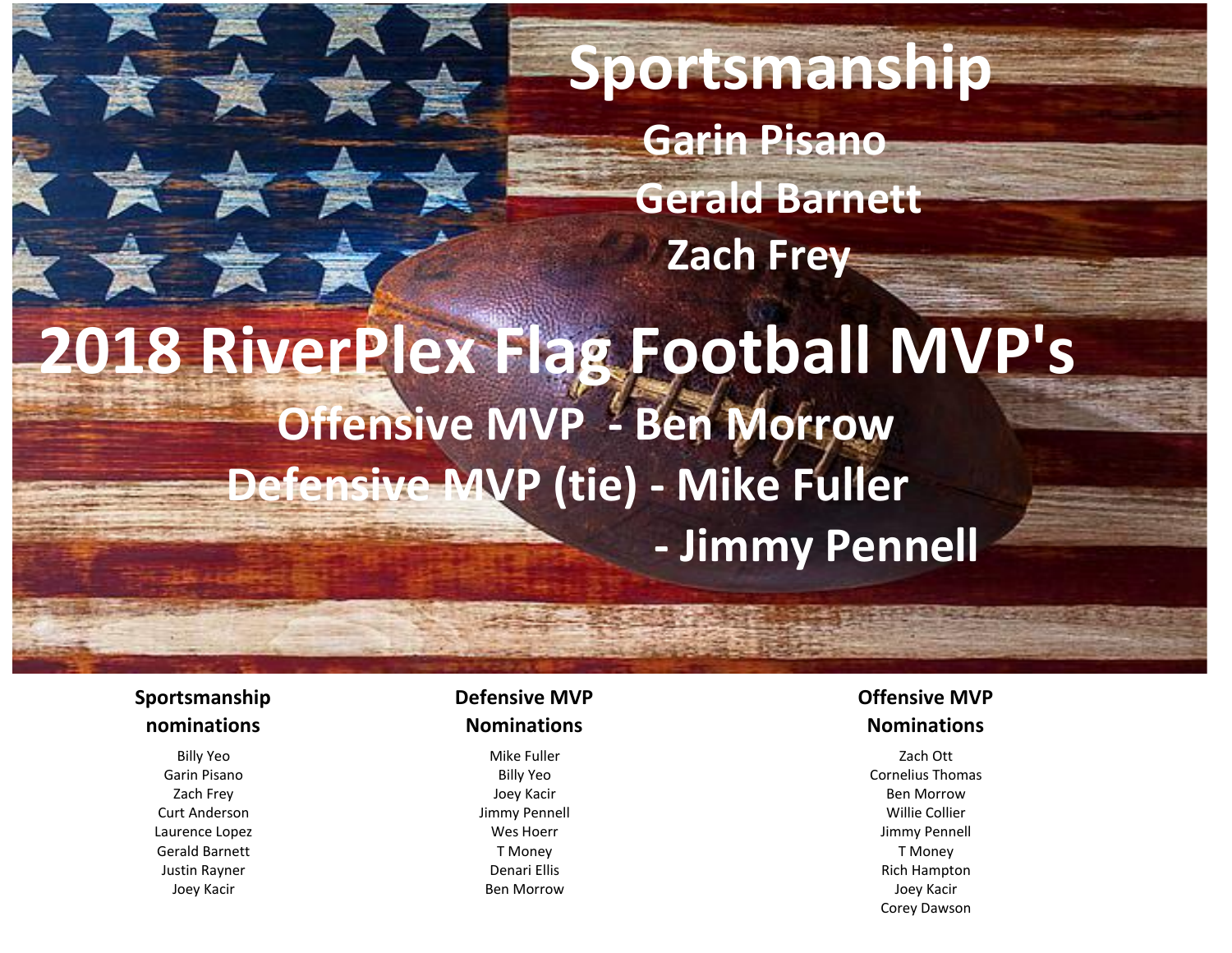# Sportsmanship

**Garin Pisano**

**Gerald Barnett**

**Zach Frey**

# 2018 RiverPlex Flag Football MVP's

**Offensive MVP - Ben Morrow**

**Defensive MVP (tie) - Mike Fuller**

**- Jimmy Pennell**

### Sportsmanship nominations

Billy Yeo
Garin Pisano
Zach Frey
Curt Anderson
Laurence Lopez
Gerald Barnett
Justin Rayner
Joey Kacir

### Defensive MVP Nominations

Mike Fuller
Billy Yeo
Joey Kacir
Jimmy Pennell
Wes Hoerr
T Money
Denari Ellis
Ben Morrow

### Offensive MVP Nominations

Zach Ott
Cornelius Thomas
Ben Morrow
Willie Collier
Jimmy Pennell
T Money
Rich Hampton
Joey Kacir
Corey Dawson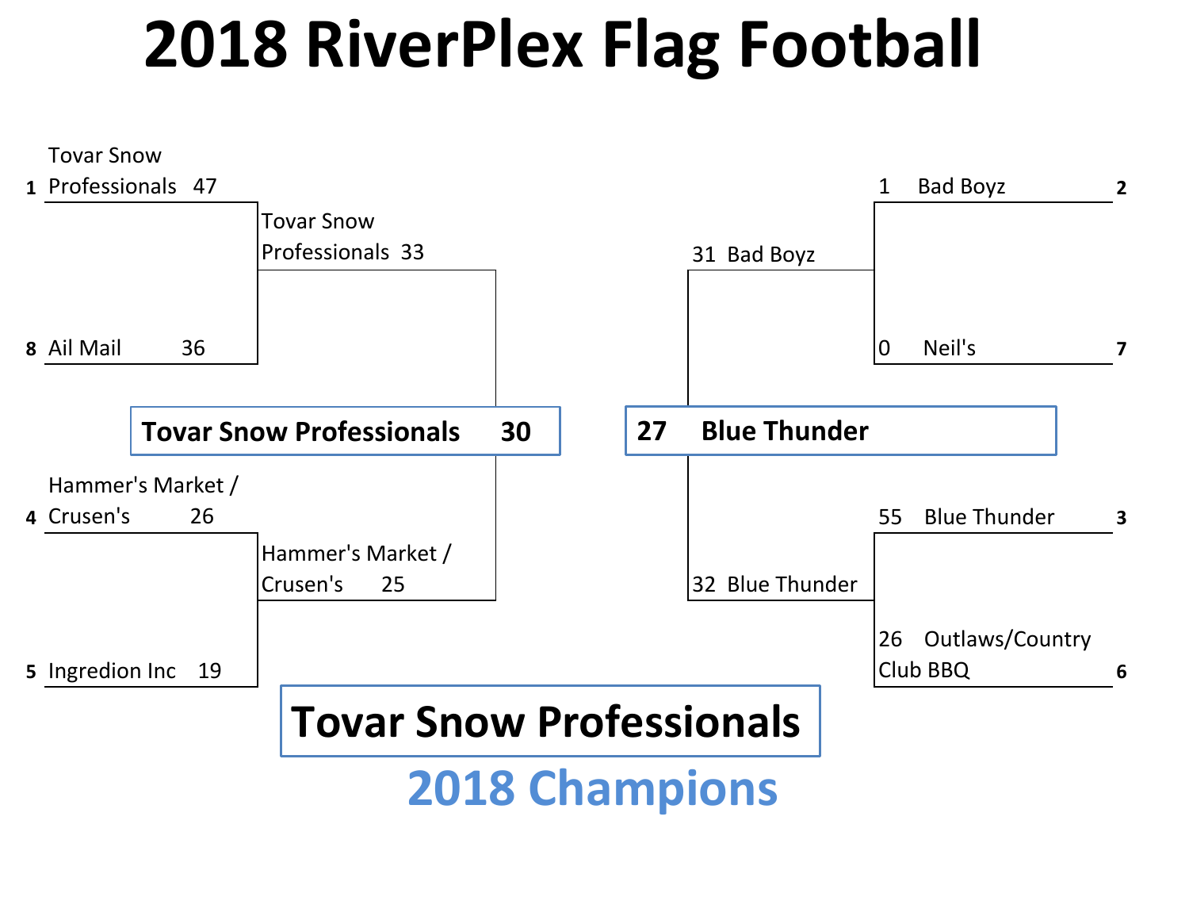# 2018 RiverPlex Flag Football

**First Round**

| Seed | Team | Score |
|---|---|---|
| 1 | Tovar Snow Professionals | 47 |
| 8 | Ail Mail | 36 |
| 4 | Hammer's Market / Crusen's | 26 |
| 5 | Ingredion Inc | 19 |
| 2 | Bad Boyz | 1 |
| 7 | Neil's | 0 |
| 3 | Blue Thunder | 55 |
| 6 | Outlaws/Country Club BBQ | 26 |

**Semifinals**

| Team | Score |
|---|---|
| Tovar Snow Professionals | 33 |
| Hammer's Market / Crusen's | 25 |
| Bad Boyz | 31 |
| Blue Thunder | 32 |

**Final**

| Team | Score |
|---|---|
| **Tovar Snow Professionals** | **30** |
| **Blue Thunder** | **27** |

# Tovar Snow Professionals

## 2018 Champions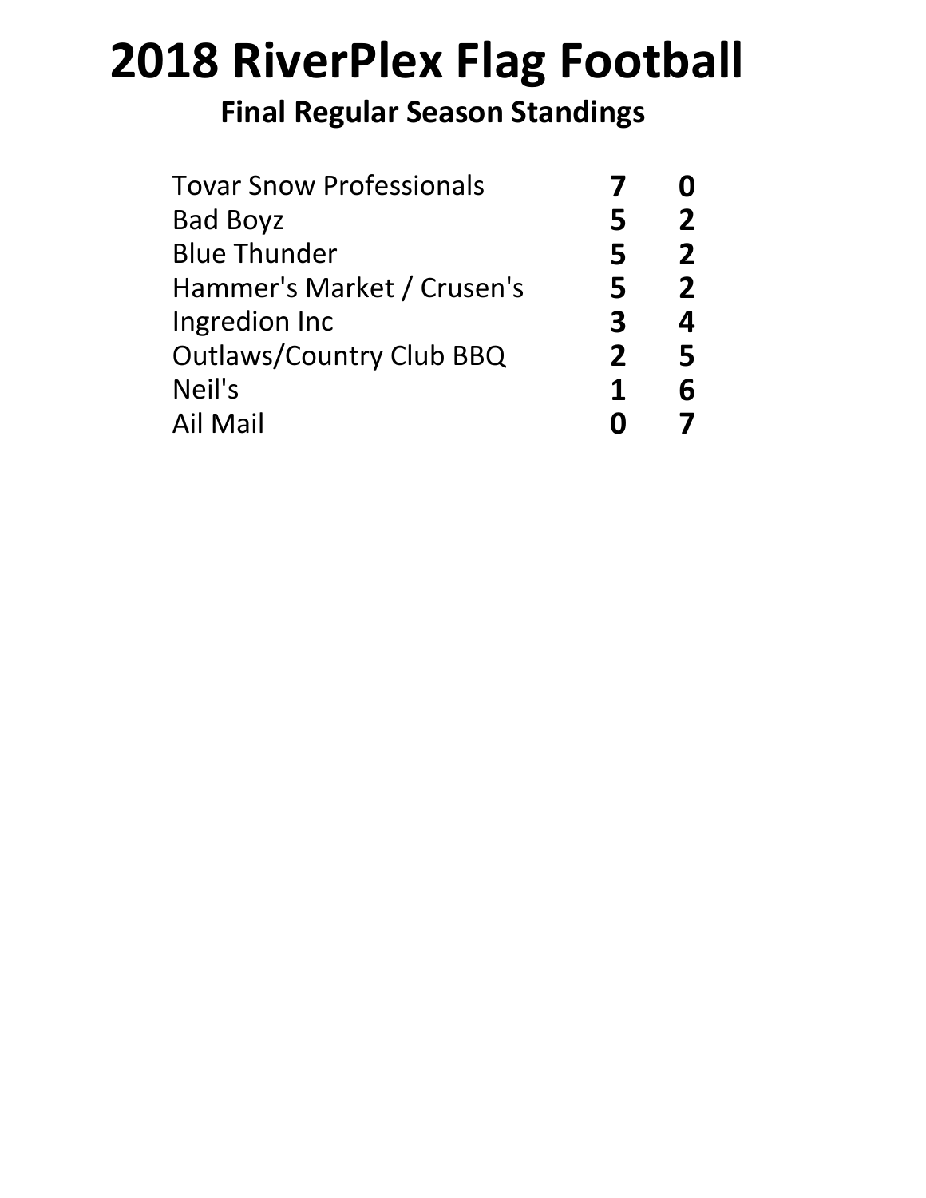# 2018 RiverPlex Flag Football

## Final Regular Season Standings

| | | |
|---|---|---|
| Tovar Snow Professionals | **7** | **0** |
| Bad Boyz | **5** | **2** |
| Blue Thunder | **5** | **2** |
| Hammer's Market / Crusen's | **5** | **2** |
| Ingredion Inc | **3** | **4** |
| Outlaws/Country Club BBQ | **2** | **5** |
| Neil's | **1** | **6** |
| Ail Mail | **0** | **7** |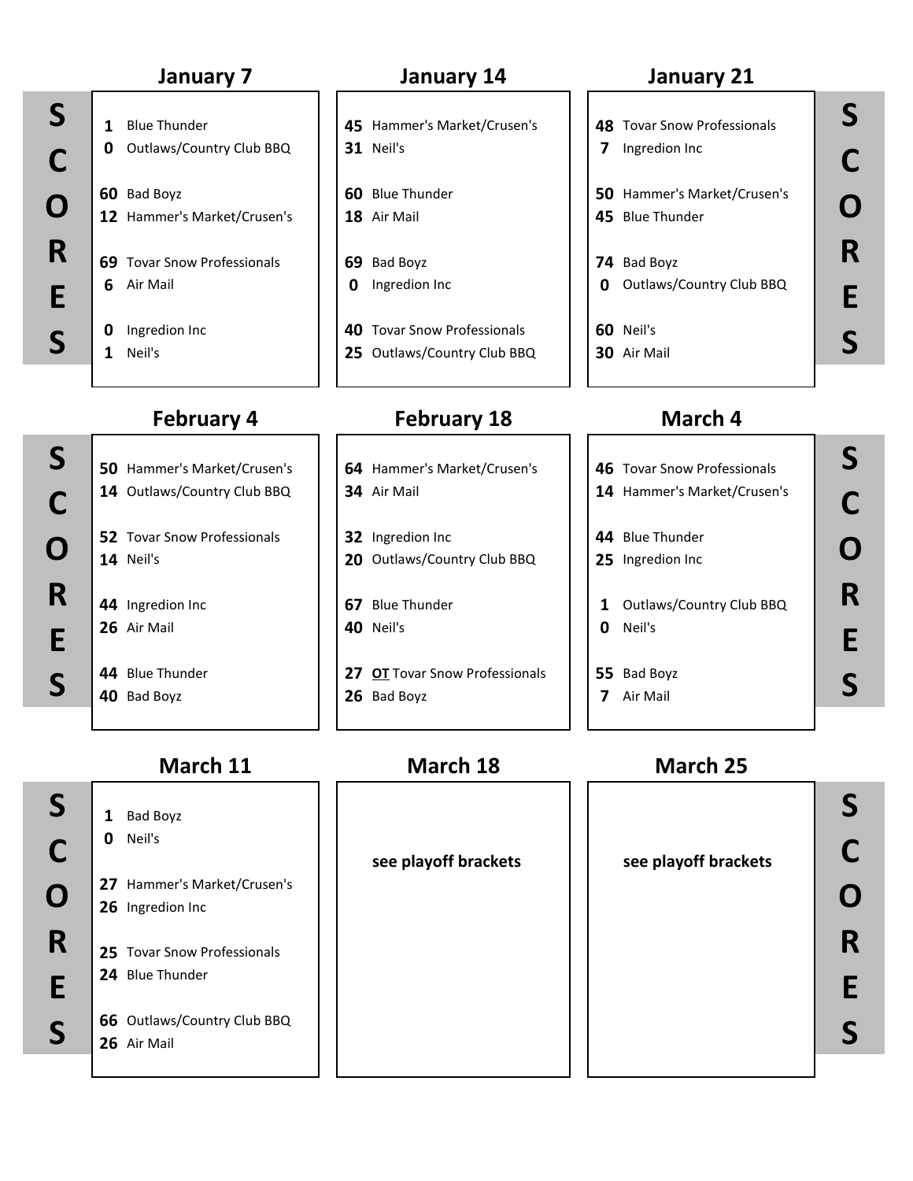## January 7

**1** Blue Thunder
**0** Outlaws/Country Club BBQ

**60** Bad Boyz
**12** Hammer's Market/Crusen's

**69** Tovar Snow Professionals
**6** Air Mail

**0** Ingredion Inc
**1** Neil's

## January 14

**45** Hammer's Market/Crusen's
**31** Neil's

**60** Blue Thunder
**18** Air Mail

**69** Bad Boyz
**0** Ingredion Inc

**40** Tovar Snow Professionals
**25** Outlaws/Country Club BBQ

## January 21

**48** Tovar Snow Professionals
**7** Ingredion Inc

**50** Hammer's Market/Crusen's
**45** Blue Thunder

**74** Bad Boyz
**0** Outlaws/Country Club BBQ

**60** Neil's
**30** Air Mail

## February 4

**50** Hammer's Market/Crusen's
**14** Outlaws/Country Club BBQ

**52** Tovar Snow Professionals
**14** Neil's

**44** Ingredion Inc
**26** Air Mail

**44** Blue Thunder
**40** Bad Boyz

## February 18

**64** Hammer's Market/Crusen's
**34** Air Mail

**32** Ingredion Inc
**20** Outlaws/Country Club BBQ

**67** Blue Thunder
**40** Neil's

**27** OT Tovar Snow Professionals
**26** Bad Boyz

## March 4

**46** Tovar Snow Professionals
**14** Hammer's Market/Crusen's

**44** Blue Thunder
**25** Ingredion Inc

**1** Outlaws/Country Club BBQ
**0** Neil's

**55** Bad Boyz
**7** Air Mail

## March 11

**1** Bad Boyz
**0** Neil's

**27** Hammer's Market/Crusen's
**26** Ingredion Inc

**25** Tovar Snow Professionals
**24** Blue Thunder

**66** Outlaws/Country Club BBQ
**26** Air Mail

## March 18

**see playoff brackets**

## March 25

**see playoff brackets**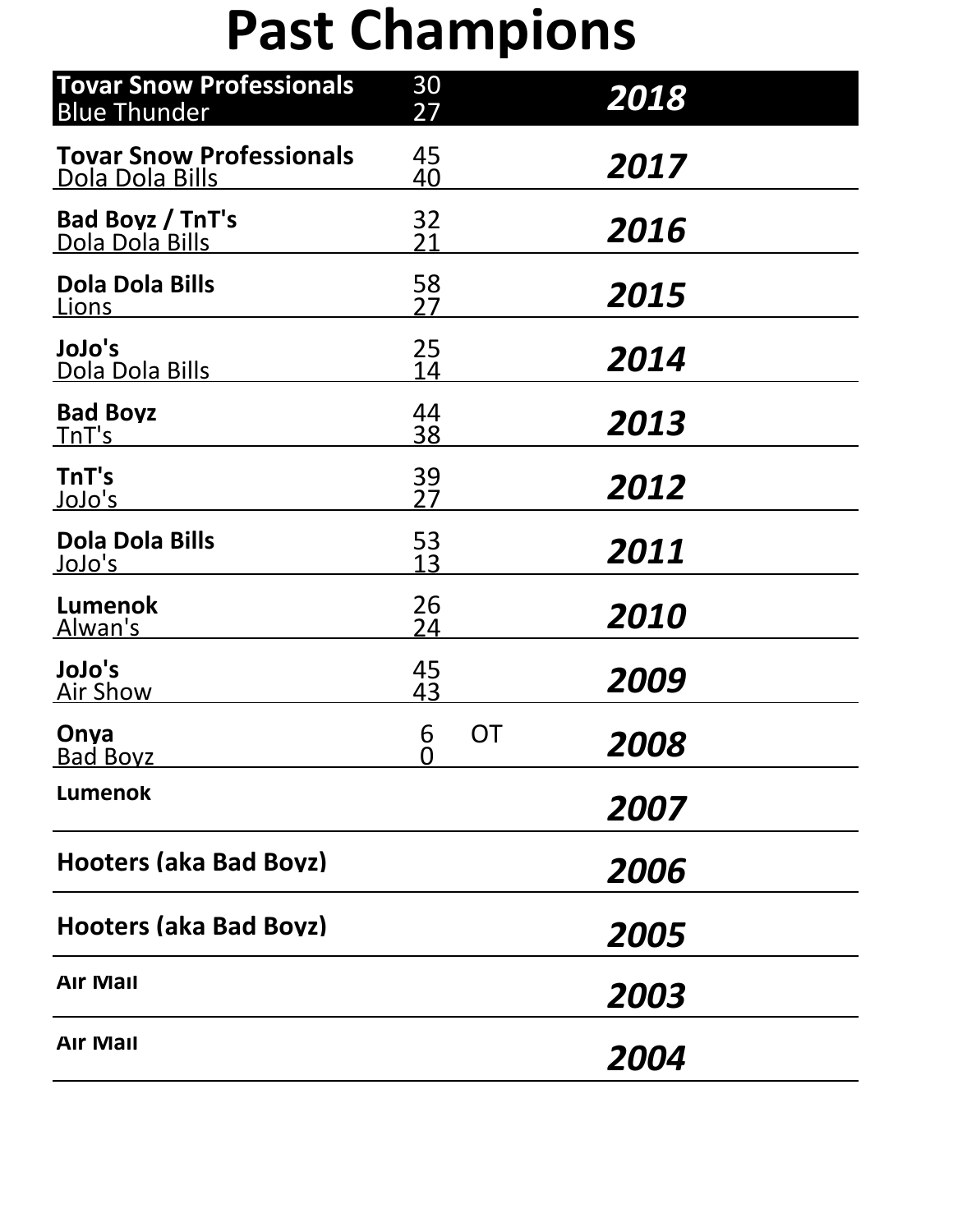# Past Champions

| Teams | Score | | Year |
|---|---|---|---|
| **Tovar Snow Professionals**<br>Blue Thunder | 30<br>27 | | ***2018*** |
| **Tovar Snow Professionals**<br>Dola Dola Bills | 45<br>40 | | ***2017*** |
| **Bad Boyz / TnT's**<br>Dola Dola Bills | 32<br>21 | | ***2016*** |
| **Dola Dola Bills**<br>Lions | 58<br>27 | | ***2015*** |
| **JoJo's**<br>Dola Dola Bills | 25<br>14 | | ***2014*** |
| **Bad Boyz**<br>TnT's | 44<br>38 | | ***2013*** |
| **TnT's**<br>JoJo's | 39<br>27 | | ***2012*** |
| **Dola Dola Bills**<br>JoJo's | 53<br>13 | | ***2011*** |
| **Lumenok**<br>Alwan's | 26<br>24 | | ***2010*** |
| **JoJo's**<br>Air Show | 45<br>43 | | ***2009*** |
| **Onya**<br>Bad Boyz | 6<br>0 | OT | ***2008*** |
| **Lumenok** | | | ***2007*** |
| **Hooters (aka Bad Boyz)** | | | ***2006*** |
| **Hooters (aka Bad Boyz)** | | | ***2005*** |
| **Air Mail** | | | ***2003*** |
| **Air Mail** | | | ***2004*** |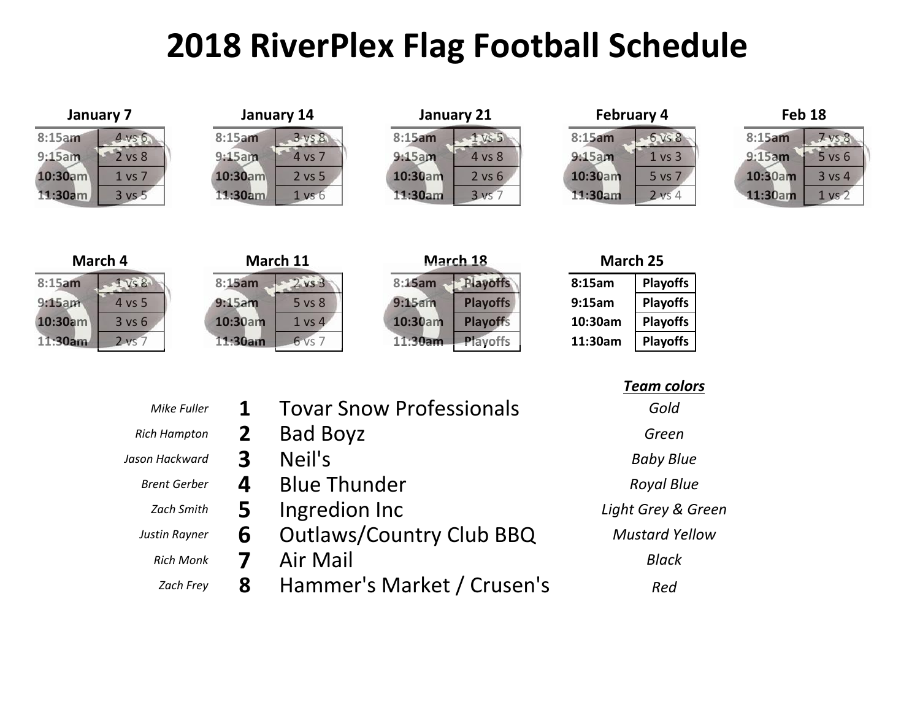# 2018 RiverPlex Flag Football Schedule

**January 7**

| | |
|---|---|
| 8:15am | 4 vs 6 |
| 9:15am | 2 vs 8 |
| 10:30am | 1 vs 7 |
| 11:30am | 3 vs 5 |

**January 14**

| | |
|---|---|
| 8:15am | 3 vs 8 |
| 9:15am | 4 vs 7 |
| 10:30am | 2 vs 5 |
| 11:30am | 1 vs 6 |

**January 21**

| | |
|---|---|
| 8:15am | 1 vs 5 |
| 9:15am | 4 vs 8 |
| 10:30am | 2 vs 6 |
| 11:30am | 3 vs 7 |

**February 4**

| | |
|---|---|
| 8:15am | 6 vs 8 |
| 9:15am | 1 vs 3 |
| 10:30am | 5 vs 7 |
| 11:30am | 2 vs 4 |

**Feb 18**

| | |
|---|---|
| 8:15am | 7 vs 8 |
| 9:15am | 5 vs 6 |
| 10:30am | 3 vs 4 |
| 11:30am | 1 vs 2 |

**March 4**

| | |
|---|---|
| 8:15am | 1 vs 8 |
| 9:15am | 4 vs 5 |
| 10:30am | 3 vs 6 |
| 11:30am | 2 vs 7 |

**March 11**

| | |
|---|---|
| 8:15am | 2 vs 3 |
| 9:15am | 5 vs 8 |
| 10:30am | 1 vs 4 |
| 11:30am | 6 vs 7 |

**March 18**

| | |
|---|---|
| 8:15am | Playoffs |
| 9:15am | Playoffs |
| 10:30am | Playoffs |
| 11:30am | Playoffs |

**March 25**

| | |
|---|---|
| 8:15am | Playoffs |
| 9:15am | Playoffs |
| 10:30am | Playoffs |
| 11:30am | Playoffs |

| | | | ***Team colors*** |
|---|---|---|---|
| *Mike Fuller* | **1** | Tovar Snow Professionals | *Gold* |
| *Rich Hampton* | **2** | Bad Boyz | *Green* |
| *Jason Hackward* | **3** | Neil's | *Baby Blue* |
| *Brent Gerber* | **4** | Blue Thunder | *Royal Blue* |
| *Zach Smith* | **5** | Ingredion Inc | *Light Grey & Green* |
| *Justin Rayner* | **6** | Outlaws/Country Club BBQ | *Mustard Yellow* |
| *Rich Monk* | **7** | Air Mail | *Black* |
| *Zach Frey* | **8** | Hammer's Market / Crusen's | *Red* |